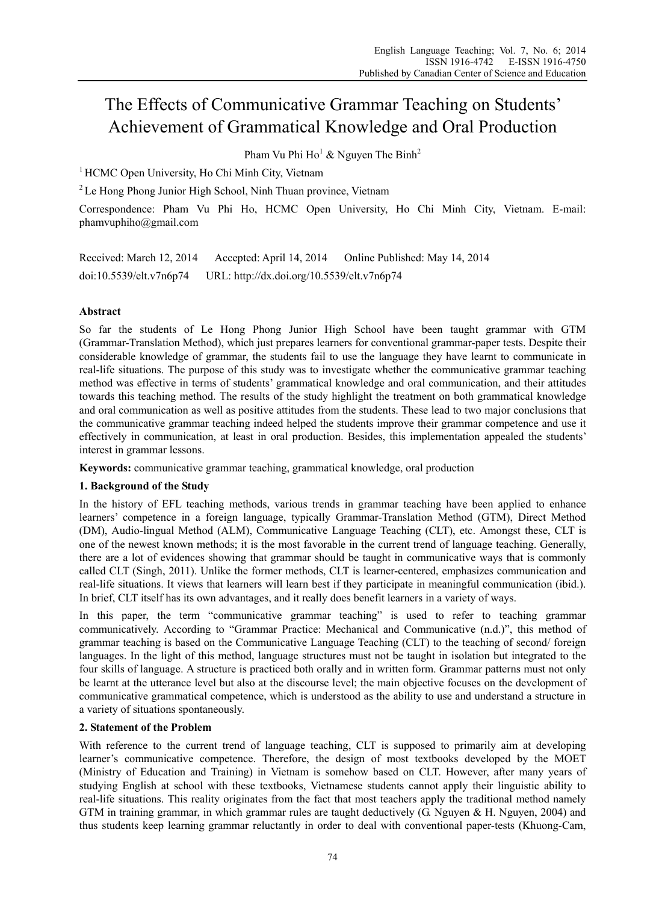# The Effects of Communicative Grammar Teaching on Students' Achievement of Grammatical Knowledge and Oral Production

Pham Vu Phi Ho[1] & Nguyen The Binh[2]

[1] HCMC Open University, Ho Chi Minh City, Vietnam

[2] Le Hong Phong Junior High School, Ninh Thuan province, Vietnam

Correspondence: Pham Vu Phi Ho, HCMC Open University, Ho Chi Minh City, Vietnam. E-mail: phamvuphiho@gmail.com

Received: March 12, 2014 Accepted: April 14, 2014 Online Published: May 14, 2014

doi:10.5539/elt.v7n6p74 URL: http://dx.doi.org/10.5539/elt.v7n6p74

## Abstract

So far the students of Le Hong Phong Junior High School have been taught grammar with GTM (Grammar-Translation Method), which just prepares learners for conventional grammar-paper tests. Despite their considerable knowledge of grammar, the students fail to use the language they have learnt to communicate in real-life situations. The purpose of this study was to investigate whether the communicative grammar teaching method was effective in terms of students' grammatical knowledge and oral communication, and their attitudes towards this teaching method. The results of the study highlight the treatment on both grammatical knowledge and oral communication as well as positive attitudes from the students. These lead to two major conclusions that the communicative grammar teaching indeed helped the students improve their grammar competence and use it effectively in communication, at least in oral production. Besides, this implementation appealed the students' interest in grammar lessons.

**Keywords:** communicative grammar teaching, grammatical knowledge, oral production

## 1. Background of the Study

In the history of EFL teaching methods, various trends in grammar teaching have been applied to enhance learners' competence in a foreign language, typically Grammar-Translation Method (GTM), Direct Method (DM), Audio-lingual Method (ALM), Communicative Language Teaching (CLT), etc. Amongst these, CLT is one of the newest known methods; it is the most favorable in the current trend of language teaching. Generally, there are a lot of evidences showing that grammar should be taught in communicative ways that is commonly called CLT (Singh, 2011). Unlike the former methods, CLT is learner-centered, emphasizes communication and real-life situations. It views that learners will learn best if they participate in meaningful communication (ibid.). In brief, CLT itself has its own advantages, and it really does benefit learners in a variety of ways.

In this paper, the term "communicative grammar teaching" is used to refer to teaching grammar communicatively. According to "Grammar Practice: Mechanical and Communicative (n.d.)", this method of grammar teaching is based on the Communicative Language Teaching (CLT) to the teaching of second/ foreign languages. In the light of this method, language structures must not be taught in isolation but integrated to the four skills of language. A structure is practiced both orally and in written form. Grammar patterns must not only be learnt at the utterance level but also at the discourse level; the main objective focuses on the development of communicative grammatical competence, which is understood as the ability to use and understand a structure in a variety of situations spontaneously.

## 2. Statement of the Problem

With reference to the current trend of language teaching, CLT is supposed to primarily aim at developing learner's communicative competence. Therefore, the design of most textbooks developed by the MOET (Ministry of Education and Training) in Vietnam is somehow based on CLT. However, after many years of studying English at school with these textbooks, Vietnamese students cannot apply their linguistic ability to real-life situations. This reality originates from the fact that most teachers apply the traditional method namely GTM in training grammar, in which grammar rules are taught deductively (G. Nguyen & H. Nguyen, 2004) and thus students keep learning grammar reluctantly in order to deal with conventional paper-tests (Khuong-Cam,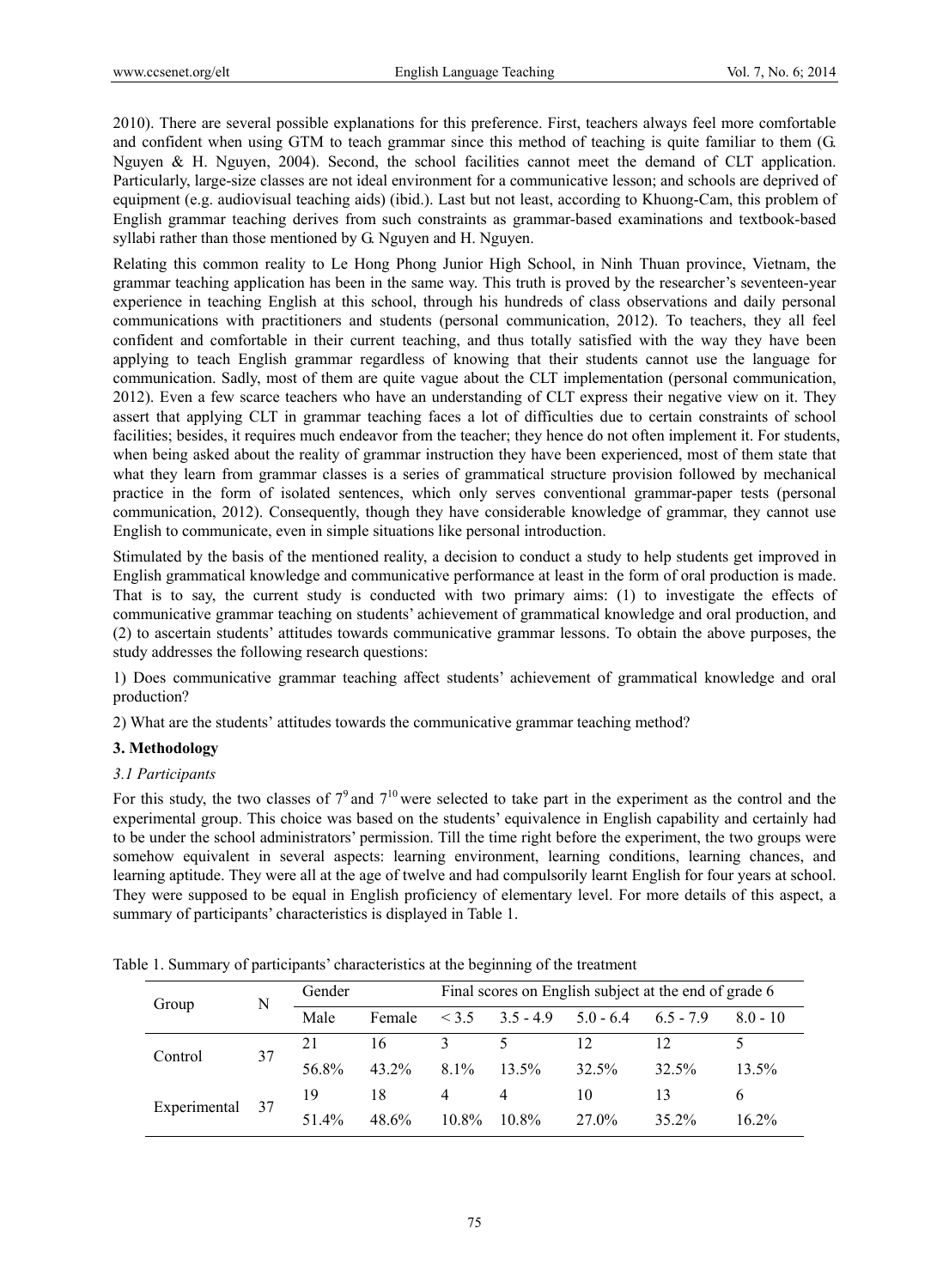2010). There are several possible explanations for this preference. First, teachers always feel more comfortable and confident when using GTM to teach grammar since this method of teaching is quite familiar to them (G. Nguyen & H. Nguyen, 2004). Second, the school facilities cannot meet the demand of CLT application. Particularly, large-size classes are not ideal environment for a communicative lesson; and schools are deprived of equipment (e.g. audiovisual teaching aids) (ibid.). Last but not least, according to Khuong-Cam, this problem of English grammar teaching derives from such constraints as grammar-based examinations and textbook-based syllabi rather than those mentioned by G. Nguyen and H. Nguyen.

Relating this common reality to Le Hong Phong Junior High School, in Ninh Thuan province, Vietnam, the grammar teaching application has been in the same way. This truth is proved by the researcher's seventeen-year experience in teaching English at this school, through his hundreds of class observations and daily personal communications with practitioners and students (personal communication, 2012). To teachers, they all feel confident and comfortable in their current teaching, and thus totally satisfied with the way they have been applying to teach English grammar regardless of knowing that their students cannot use the language for communication. Sadly, most of them are quite vague about the CLT implementation (personal communication, 2012). Even a few scarce teachers who have an understanding of CLT express their negative view on it. They assert that applying CLT in grammar teaching faces a lot of difficulties due to certain constraints of school facilities; besides, it requires much endeavor from the teacher; they hence do not often implement it. For students, when being asked about the reality of grammar instruction they have been experienced, most of them state that what they learn from grammar classes is a series of grammatical structure provision followed by mechanical practice in the form of isolated sentences, which only serves conventional grammar-paper tests (personal communication, 2012). Consequently, though they have considerable knowledge of grammar, they cannot use English to communicate, even in simple situations like personal introduction.

Stimulated by the basis of the mentioned reality, a decision to conduct a study to help students get improved in English grammatical knowledge and communicative performance at least in the form of oral production is made. That is to say, the current study is conducted with two primary aims: (1) to investigate the effects of communicative grammar teaching on students' achievement of grammatical knowledge and oral production, and (2) to ascertain students' attitudes towards communicative grammar lessons. To obtain the above purposes, the study addresses the following research questions:

1) Does communicative grammar teaching affect students' achievement of grammatical knowledge and oral production?

2) What are the students' attitudes towards the communicative grammar teaching method?

## 3. Methodology

### 3.1 Participants

For this study, the two classes of $7^9$ and $7^{10}$ were selected to take part in the experiment as the control and the experimental group. This choice was based on the students' equivalence in English capability and certainly had to be under the school administrators' permission. Till the time right before the experiment, the two groups were somehow equivalent in several aspects: learning environment, learning conditions, learning chances, and learning aptitude. They were all at the age of twelve and had compulsorily learnt English for four years at school. They were supposed to be equal in English proficiency of elementary level. For more details of this aspect, a summary of participants' characteristics is displayed in Table 1.

Table 1. Summary of participants' characteristics at the beginning of the treatment

| Group | N | Gender | | Final scores on English subject at the end of grade 6 | | | | |
|---|---|---|---|---|---|---|---|---|
| | | Male | Female | < 3.5 | 3.5 - 4.9 | 5.0 - 6.4 | 6.5 - 7.9 | 8.0 - 10 |
| Control | 37 | 21 | 16 | 3 | 5 | 12 | 12 | 5 |
| | | 56.8% | 43.2% | 8.1% | 13.5% | 32.5% | 32.5% | 13.5% |
| Experimental | 37 | 19 | 18 | 4 | 4 | 10 | 13 | 6 |
| | | 51.4% | 48.6% | 10.8% | 10.8% | 27.0% | 35.2% | 16.2% |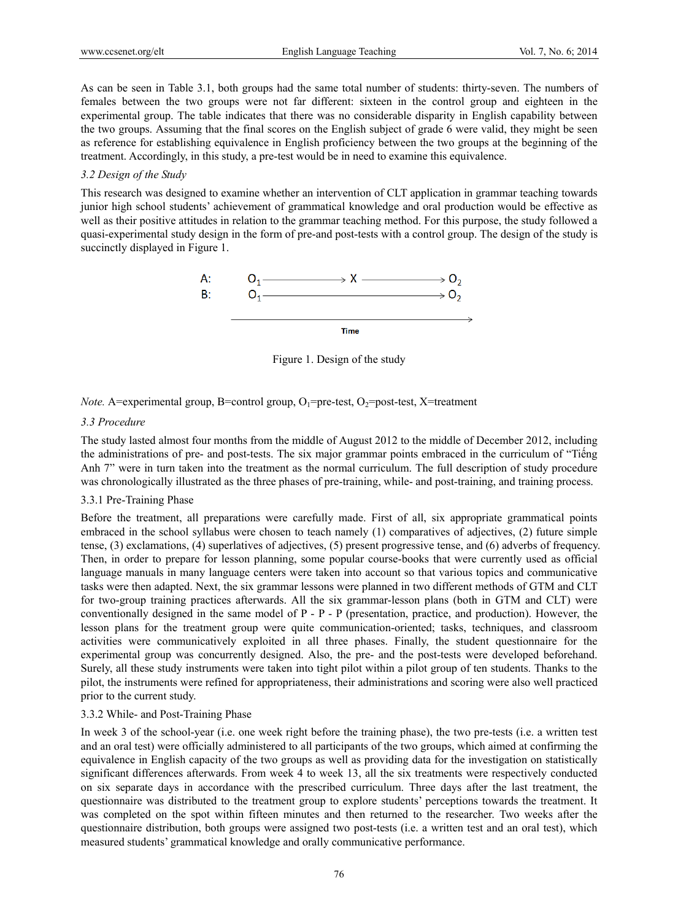As can be seen in Table 3.1, both groups had the same total number of students: thirty-seven. The numbers of females between the two groups were not far different: sixteen in the control group and eighteen in the experimental group. The table indicates that there was no considerable disparity in English capability between the two groups. Assuming that the final scores on the English subject of grade 6 were valid, they might be seen as reference for establishing equivalence in English proficiency between the two groups at the beginning of the treatment. Accordingly, in this study, a pre-test would be in need to examine this equivalence.

### *3.2 Design of the Study*

This research was designed to examine whether an intervention of CLT application in grammar teaching towards junior high school students' achievement of grammatical knowledge and oral production would be effective as well as their positive attitudes in relation to the grammar teaching method. For this purpose, the study followed a quasi-experimental study design in the form of pre-and post-tests with a control group. The design of the study is succinctly displayed in Figure 1.

A: $O_1$ ⟶ X ⟶ $O_2$

B: $O_1$ ⟶ $O_2$

Time

Figure 1. Design of the study

*Note.* A=experimental group, B=control group, $O_1$=pre-test, $O_2$=post-test, X=treatment

### *3.3 Procedure*

The study lasted almost four months from the middle of August 2012 to the middle of December 2012, including the administrations of pre- and post-tests. The six major grammar points embraced in the curriculum of "Tiếng Anh 7" were in turn taken into the treatment as the normal curriculum. The full description of study procedure was chronologically illustrated as the three phases of pre-training, while- and post-training, and training process.

#### 3.3.1 Pre-Training Phase

Before the treatment, all preparations were carefully made. First of all, six appropriate grammatical points embraced in the school syllabus were chosen to teach namely (1) comparatives of adjectives, (2) future simple tense, (3) exclamations, (4) superlatives of adjectives, (5) present progressive tense, and (6) adverbs of frequency. Then, in order to prepare for lesson planning, some popular course-books that were currently used as official language manuals in many language centers were taken into account so that various topics and communicative tasks were then adapted. Next, the six grammar lessons were planned in two different methods of GTM and CLT for two-group training practices afterwards. All the six grammar-lesson plans (both in GTM and CLT) were conventionally designed in the same model of P - P - P (presentation, practice, and production). However, the lesson plans for the treatment group were quite communication-oriented; tasks, techniques, and classroom activities were communicatively exploited in all three phases. Finally, the student questionnaire for the experimental group was concurrently designed. Also, the pre- and the post-tests were developed beforehand. Surely, all these study instruments were taken into tight pilot within a pilot group of ten students. Thanks to the pilot, the instruments were refined for appropriateness, their administrations and scoring were also well practiced prior to the current study.

#### 3.3.2 While- and Post-Training Phase

In week 3 of the school-year (i.e. one week right before the training phase), the two pre-tests (i.e. a written test and an oral test) were officially administered to all participants of the two groups, which aimed at confirming the equivalence in English capacity of the two groups as well as providing data for the investigation on statistically significant differences afterwards. From week 4 to week 13, all the six treatments were respectively conducted on six separate days in accordance with the prescribed curriculum. Three days after the last treatment, the questionnaire was distributed to the treatment group to explore students' perceptions towards the treatment. It was completed on the spot within fifteen minutes and then returned to the researcher. Two weeks after the questionnaire distribution, both groups were assigned two post-tests (i.e. a written test and an oral test), which measured students' grammatical knowledge and orally communicative performance.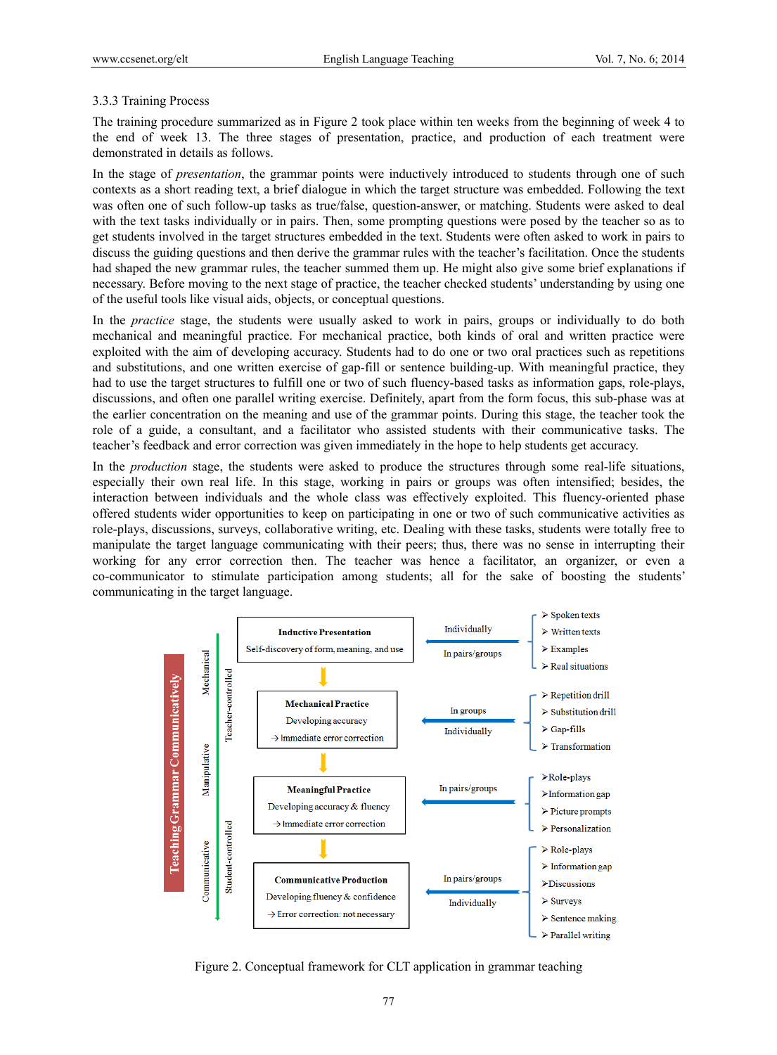3.3.3 Training Process

The training procedure summarized as in Figure 2 took place within ten weeks from the beginning of week 4 to the end of week 13. The three stages of presentation, practice, and production of each treatment were demonstrated in details as follows.

In the stage of *presentation*, the grammar points were inductively introduced to students through one of such contexts as a short reading text, a brief dialogue in which the target structure was embedded. Following the text was often one of such follow-up tasks as true/false, question-answer, or matching. Students were asked to deal with the text tasks individually or in pairs. Then, some prompting questions were posed by the teacher so as to get students involved in the target structures embedded in the text. Students were often asked to work in pairs to discuss the guiding questions and then derive the grammar rules with the teacher's facilitation. Once the students had shaped the new grammar rules, the teacher summed them up. He might also give some brief explanations if necessary. Before moving to the next stage of practice, the teacher checked students' understanding by using one of the useful tools like visual aids, objects, or conceptual questions.

In the *practice* stage, the students were usually asked to work in pairs, groups or individually to do both mechanical and meaningful practice. For mechanical practice, both kinds of oral and written practice were exploited with the aim of developing accuracy. Students had to do one or two oral practices such as repetitions and substitutions, and one written exercise of gap-fill or sentence building-up. With meaningful practice, they had to use the target structures to fulfill one or two of such fluency-based tasks as information gaps, role-plays, discussions, and often one parallel writing exercise. Definitely, apart from the form focus, this sub-phase was at the earlier concentration on the meaning and use of the grammar points. During this stage, the teacher took the role of a guide, a consultant, and a facilitator who assisted students with their communicative tasks. The teacher's feedback and error correction was given immediately in the hope to help students get accuracy.

In the *production* stage, the students were asked to produce the structures through some real-life situations, especially their own real life. In this stage, working in pairs or groups was often intensified; besides, the interaction between individuals and the whole class was effectively exploited. This fluency-oriented phase offered students wider opportunities to keep on participating in one or two of such communicative activities as role-plays, discussions, surveys, collaborative writing, etc. Dealing with these tasks, students were totally free to manipulate the target language communicating with their peers; thus, there was no sense in interrupting their working for any error correction then. The teacher was hence a facilitator, an organizer, or even a co-communicator to stimulate participation among students; all for the sake of boosting the students' communicating in the target language.

Teaching Grammar Communicatively

Mechanical
Manipulative
Communicative

Teacher-controlled
Student-controlled

Inductive Presentation
Self-discovery of form, meaning, and use

Individually
In pairs/groups

- Spoken texts
- Written texts
- Examples
- Real situations

Mechanical Practice
Developing accuracy
→ Immediate error correction

In groups
Individually

- Repetition drill
- Substitution drill
- Gap-fills
- Transformation

Meaningful Practice
Developing accuracy & fluency
→ Immediate error correction

In pairs/groups

- Role-plays
- Information gap
- Picture prompts
- Personalization

Communicative Production
Developing fluency & confidence
→ Error correction: not necessary

In pairs/groups
Individually

- Role-plays
- Information gap
- Discussions
- Surveys
- Sentence making
- Parallel writing

Figure 2. Conceptual framework for CLT application in grammar teaching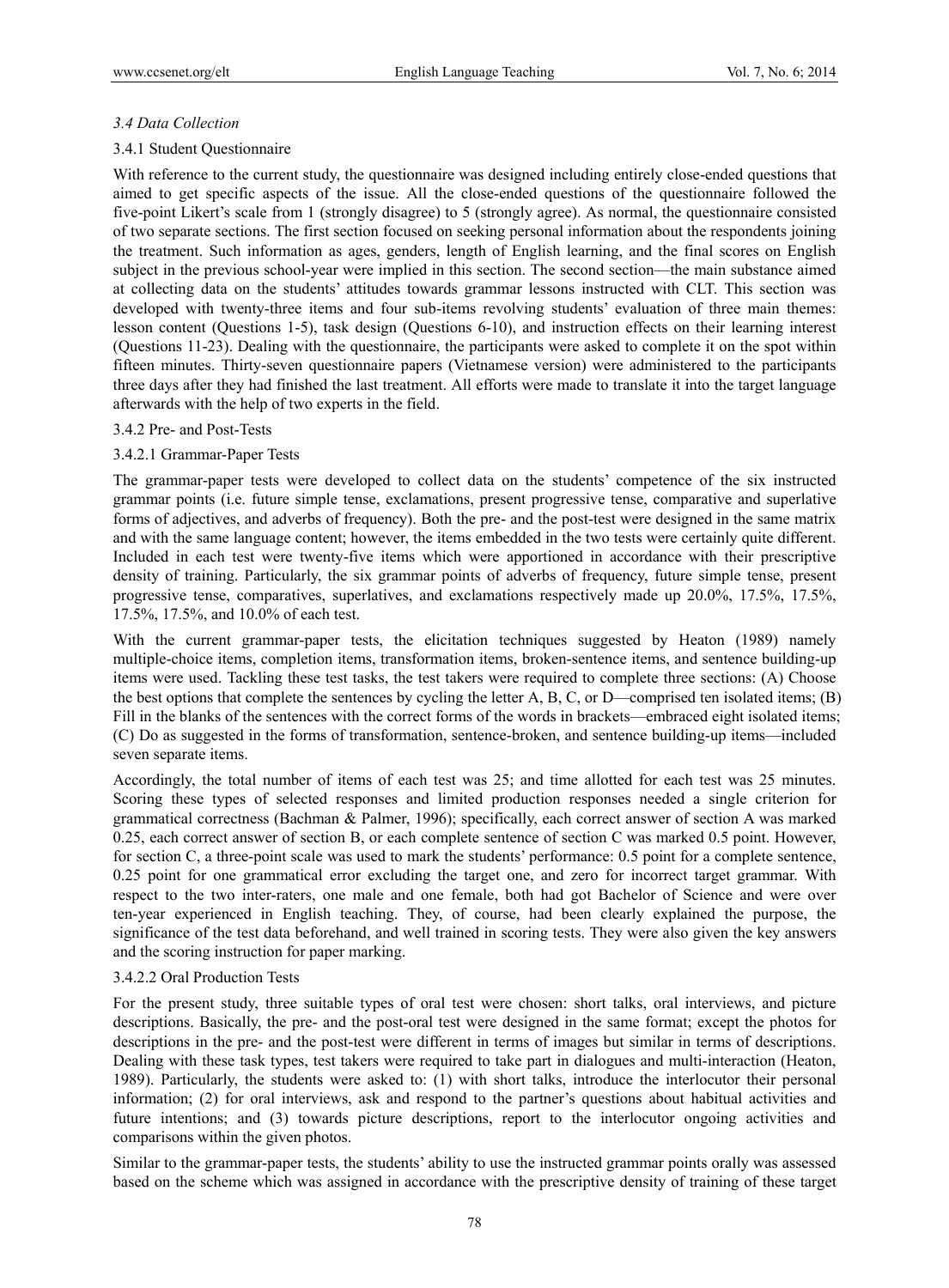### *3.4 Data Collection*

#### 3.4.1 Student Questionnaire

With reference to the current study, the questionnaire was designed including entirely close-ended questions that aimed to get specific aspects of the issue. All the close-ended questions of the questionnaire followed the five-point Likert's scale from 1 (strongly disagree) to 5 (strongly agree). As normal, the questionnaire consisted of two separate sections. The first section focused on seeking personal information about the respondents joining the treatment. Such information as ages, genders, length of English learning, and the final scores on English subject in the previous school-year were implied in this section. The second section—the main substance aimed at collecting data on the students' attitudes towards grammar lessons instructed with CLT. This section was developed with twenty-three items and four sub-items revolving students' evaluation of three main themes: lesson content (Questions 1-5), task design (Questions 6-10), and instruction effects on their learning interest (Questions 11-23). Dealing with the questionnaire, the participants were asked to complete it on the spot within fifteen minutes. Thirty-seven questionnaire papers (Vietnamese version) were administered to the participants three days after they had finished the last treatment. All efforts were made to translate it into the target language afterwards with the help of two experts in the field.

#### 3.4.2 Pre- and Post-Tests

##### 3.4.2.1 Grammar-Paper Tests

The grammar-paper tests were developed to collect data on the students' competence of the six instructed grammar points (i.e. future simple tense, exclamations, present progressive tense, comparative and superlative forms of adjectives, and adverbs of frequency). Both the pre- and the post-test were designed in the same matrix and with the same language content; however, the items embedded in the two tests were certainly quite different. Included in each test were twenty-five items which were apportioned in accordance with their prescriptive density of training. Particularly, the six grammar points of adverbs of frequency, future simple tense, present progressive tense, comparatives, superlatives, and exclamations respectively made up 20.0%, 17.5%, 17.5%, 17.5%, 17.5%, and 10.0% of each test.

With the current grammar-paper tests, the elicitation techniques suggested by Heaton (1989) namely multiple-choice items, completion items, transformation items, broken-sentence items, and sentence building-up items were used. Tackling these test tasks, the test takers were required to complete three sections: (A) Choose the best options that complete the sentences by cycling the letter A, B, C, or D—comprised ten isolated items; (B) Fill in the blanks of the sentences with the correct forms of the words in brackets—embraced eight isolated items; (C) Do as suggested in the forms of transformation, sentence-broken, and sentence building-up items—included seven separate items.

Accordingly, the total number of items of each test was 25; and time allotted for each test was 25 minutes. Scoring these types of selected responses and limited production responses needed a single criterion for grammatical correctness (Bachman & Palmer, 1996); specifically, each correct answer of section A was marked 0.25, each correct answer of section B, or each complete sentence of section C was marked 0.5 point. However, for section C, a three-point scale was used to mark the students' performance: 0.5 point for a complete sentence, 0.25 point for one grammatical error excluding the target one, and zero for incorrect target grammar. With respect to the two inter-raters, one male and one female, both had got Bachelor of Science and were over ten-year experienced in English teaching. They, of course, had been clearly explained the purpose, the significance of the test data beforehand, and well trained in scoring tests. They were also given the key answers and the scoring instruction for paper marking.

##### 3.4.2.2 Oral Production Tests

For the present study, three suitable types of oral test were chosen: short talks, oral interviews, and picture descriptions. Basically, the pre- and the post-oral test were designed in the same format; except the photos for descriptions in the pre- and the post-test were different in terms of images but similar in terms of descriptions. Dealing with these task types, test takers were required to take part in dialogues and multi-interaction (Heaton, 1989). Particularly, the students were asked to: (1) with short talks, introduce the interlocutor their personal information; (2) for oral interviews, ask and respond to the partner's questions about habitual activities and future intentions; and (3) towards picture descriptions, report to the interlocutor ongoing activities and comparisons within the given photos.

Similar to the grammar-paper tests, the students' ability to use the instructed grammar points orally was assessed based on the scheme which was assigned in accordance with the prescriptive density of training of these target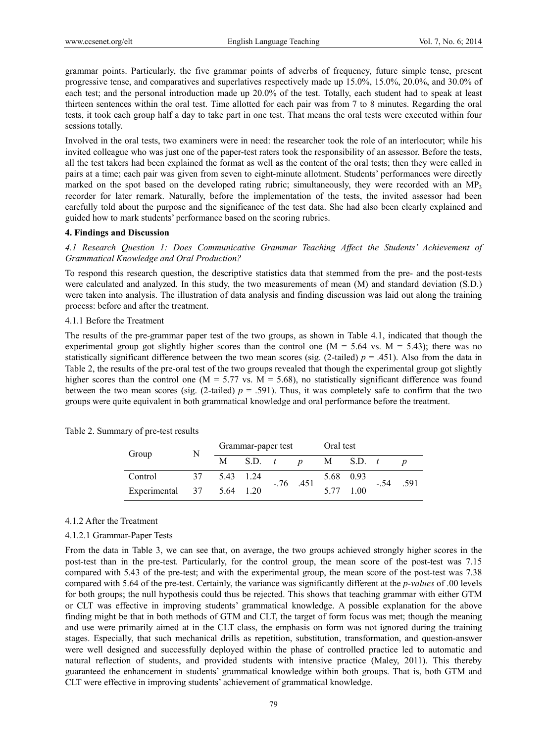grammar points. Particularly, the five grammar points of adverbs of frequency, future simple tense, present progressive tense, and comparatives and superlatives respectively made up 15.0%, 15.0%, 20.0%, and 30.0% of each test; and the personal introduction made up 20.0% of the test. Totally, each student had to speak at least thirteen sentences within the oral test. Time allotted for each pair was from 7 to 8 minutes. Regarding the oral tests, it took each group half a day to take part in one test. That means the oral tests were executed within four sessions totally.

Involved in the oral tests, two examiners were in need: the researcher took the role of an interlocutor; while his invited colleague who was just one of the paper-test raters took the responsibility of an assessor. Before the tests, all the test takers had been explained the format as well as the content of the oral tests; then they were called in pairs at a time; each pair was given from seven to eight-minute allotment. Students' performances were directly marked on the spot based on the developed rating rubric; simultaneously, they were recorded with an $MP_3$ recorder for later remark. Naturally, before the implementation of the tests, the invited assessor had been carefully told about the purpose and the significance of the test data. She had also been clearly explained and guided how to mark students' performance based on the scoring rubrics.

## 4. Findings and Discussion

### *4.1 Research Question 1: Does Communicative Grammar Teaching Affect the Students' Achievement of Grammatical Knowledge and Oral Production?*

To respond this research question, the descriptive statistics data that stemmed from the pre- and the post-tests were calculated and analyzed. In this study, the two measurements of mean (M) and standard deviation (S.D.) were taken into analysis. The illustration of data analysis and finding discussion was laid out along the training process: before and after the treatment.

#### 4.1.1 Before the Treatment

The results of the pre-grammar paper test of the two groups, as shown in Table 4.1, indicated that though the experimental group got slightly higher scores than the control one (M = 5.64 vs. M = 5.43); there was no statistically significant difference between the two mean scores (sig. (2-tailed) $p$ = .451). Also from the data in Table 2, the results of the pre-oral test of the two groups revealed that though the experimental group got slightly higher scores than the control one (M = 5.77 vs. M = 5.68), no statistically significant difference was found between the two mean scores (sig. (2-tailed) $p$ = .591). Thus, it was completely safe to confirm that the two groups were quite equivalent in both grammatical knowledge and oral performance before the treatment.

Table 2. Summary of pre-test results

| Group | N | Grammar-paper test | | | | Oral test | | | |
|---|---|---|---|---|---|---|---|---|---|
| | | M | S.D. | $t$ | $p$ | M | S.D. | $t$ | $p$ |
| Control | 37 | 5.43 | 1.24 | -.76 | .451 | 5.68 | 0.93 | -.54 | .591 |
| Experimental | 37 | 5.64 | 1.20 | | | 5.77 | 1.00 | | |

#### 4.1.2 After the Treatment

##### 4.1.2.1 Grammar-Paper Tests

From the data in Table 3, we can see that, on average, the two groups achieved strongly higher scores in the post-test than in the pre-test. Particularly, for the control group, the mean score of the post-test was 7.15 compared with 5.43 of the pre-test; and with the experimental group, the mean score of the post-test was 7.38 compared with 5.64 of the pre-test. Certainly, the variance was significantly different at the *p-values* of .00 levels for both groups; the null hypothesis could thus be rejected. This shows that teaching grammar with either GTM or CLT was effective in improving students' grammatical knowledge. A possible explanation for the above finding might be that in both methods of GTM and CLT, the target of form focus was met; though the meaning and use were primarily aimed at in the CLT class, the emphasis on form was not ignored during the training stages. Especially, that such mechanical drills as repetition, substitution, transformation, and question-answer were well designed and successfully deployed within the phase of controlled practice led to automatic and natural reflection of students, and provided students with intensive practice (Maley, 2011). This thereby guaranteed the enhancement in students' grammatical knowledge within both groups. That is, both GTM and CLT were effective in improving students' achievement of grammatical knowledge.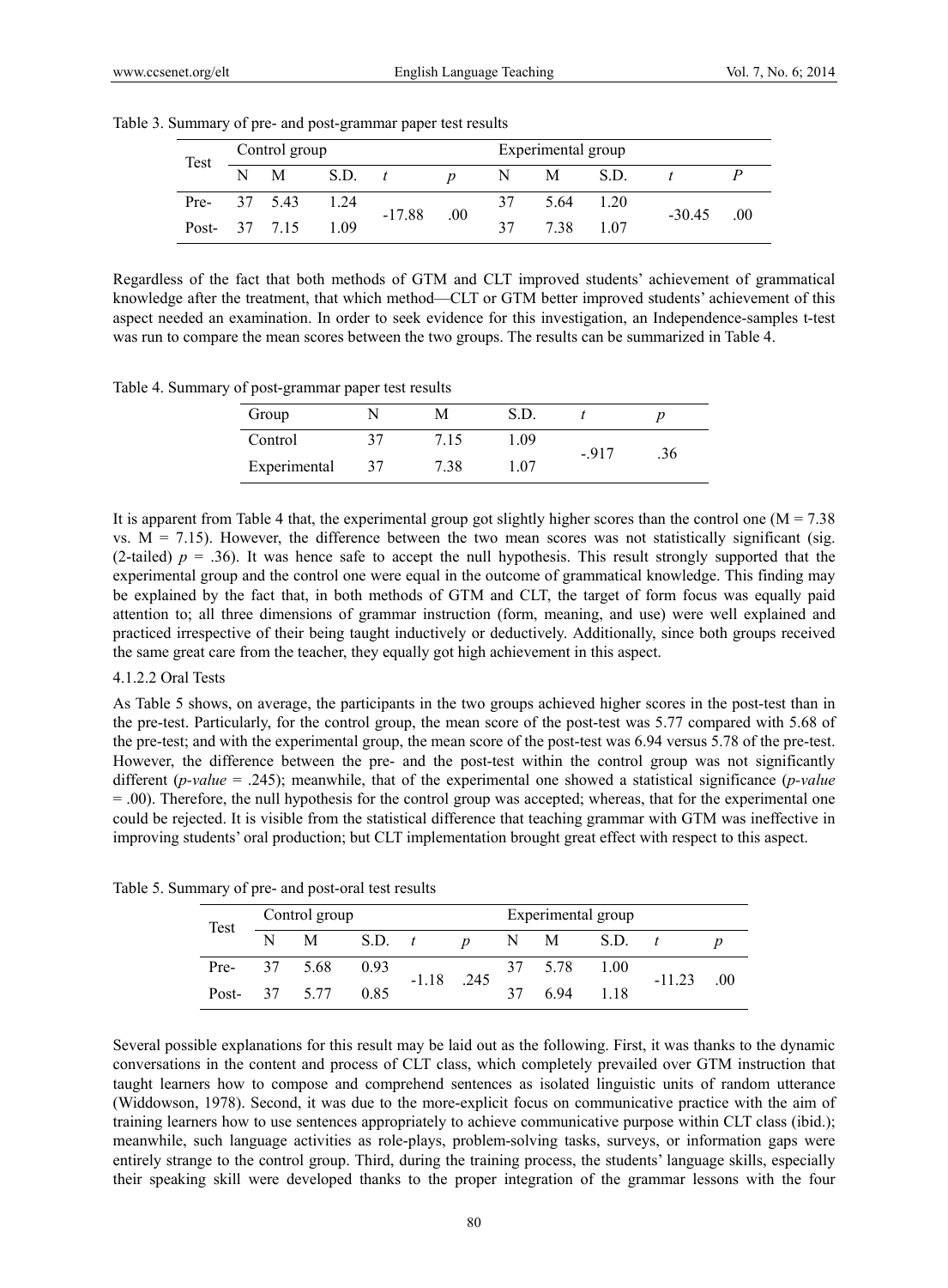Table 3. Summary of pre- and post-grammar paper test results

| Test | Control group | | | | | Experimental group | | | | |
|---|---|---|---|---|---|---|---|---|---|---|
| | N | M | S.D. | *t* | *p* | N | M | S.D. | *t* | *P* |
| Pre- | 37 | 5.43 | 1.24 | -17.88 | .00 | 37 | 5.64 | 1.20 | -30.45 | .00 |
| Post- | 37 | 7.15 | 1.09 | | | 37 | 7.38 | 1.07 | | |

Regardless of the fact that both methods of GTM and CLT improved students' achievement of grammatical knowledge after the treatment, that which method—CLT or GTM better improved students' achievement of this aspect needed an examination. In order to seek evidence for this investigation, an Independence-samples t-test was run to compare the mean scores between the two groups. The results can be summarized in Table 4.

Table 4. Summary of post-grammar paper test results

| Group | N | M | S.D. | *t* | *p* |
|---|---|---|---|---|---|
| Control | 37 | 7.15 | 1.09 | -.917 | .36 |
| Experimental | 37 | 7.38 | 1.07 | | |

It is apparent from Table 4 that, the experimental group got slightly higher scores than the control one (M = 7.38 vs. M = 7.15). However, the difference between the two mean scores was not statistically significant (sig. (2-tailed) $p = .36$). It was hence safe to accept the null hypothesis. This result strongly supported that the experimental group and the control one were equal in the outcome of grammatical knowledge. This finding may be explained by the fact that, in both methods of GTM and CLT, the target of form focus was equally paid attention to; all three dimensions of grammar instruction (form, meaning, and use) were well explained and practiced irrespective of their being taught inductively or deductively. Additionally, since both groups received the same great care from the teacher, they equally got high achievement in this aspect.

#### 4.1.2.2 Oral Tests

As Table 5 shows, on average, the participants in the two groups achieved higher scores in the post-test than in the pre-test. Particularly, for the control group, the mean score of the post-test was 5.77 compared with 5.68 of the pre-test; and with the experimental group, the mean score of the post-test was 6.94 versus 5.78 of the pre-test. However, the difference between the pre- and the post-test within the control group was not significantly different (*p-value* = .245); meanwhile, that of the experimental one showed a statistical significance (*p-value* = .00). Therefore, the null hypothesis for the control group was accepted; whereas, that for the experimental one could be rejected. It is visible from the statistical difference that teaching grammar with GTM was ineffective in improving students' oral production; but CLT implementation brought great effect with respect to this aspect.

Table 5. Summary of pre- and post-oral test results

| Test | Control group | | | | | Experimental group | | | | |
|---|---|---|---|---|---|---|---|---|---|---|
| | N | M | S.D. | *t* | *p* | N | M | S.D. | *t* | *p* |
| Pre- | 37 | 5.68 | 0.93 | -1.18 | .245 | 37 | 5.78 | 1.00 | -11.23 | .00 |
| Post- | 37 | 5.77 | 0.85 | | | 37 | 6.94 | 1.18 | | |

Several possible explanations for this result may be laid out as the following. First, it was thanks to the dynamic conversations in the content and process of CLT class, which completely prevailed over GTM instruction that taught learners how to compose and comprehend sentences as isolated linguistic units of random utterance (Widdowson, 1978). Second, it was due to the more-explicit focus on communicative practice with the aim of training learners how to use sentences appropriately to achieve communicative purpose within CLT class (ibid.); meanwhile, such language activities as role-plays, problem-solving tasks, surveys, or information gaps were entirely strange to the control group. Third, during the training process, the students' language skills, especially their speaking skill were developed thanks to the proper integration of the grammar lessons with the four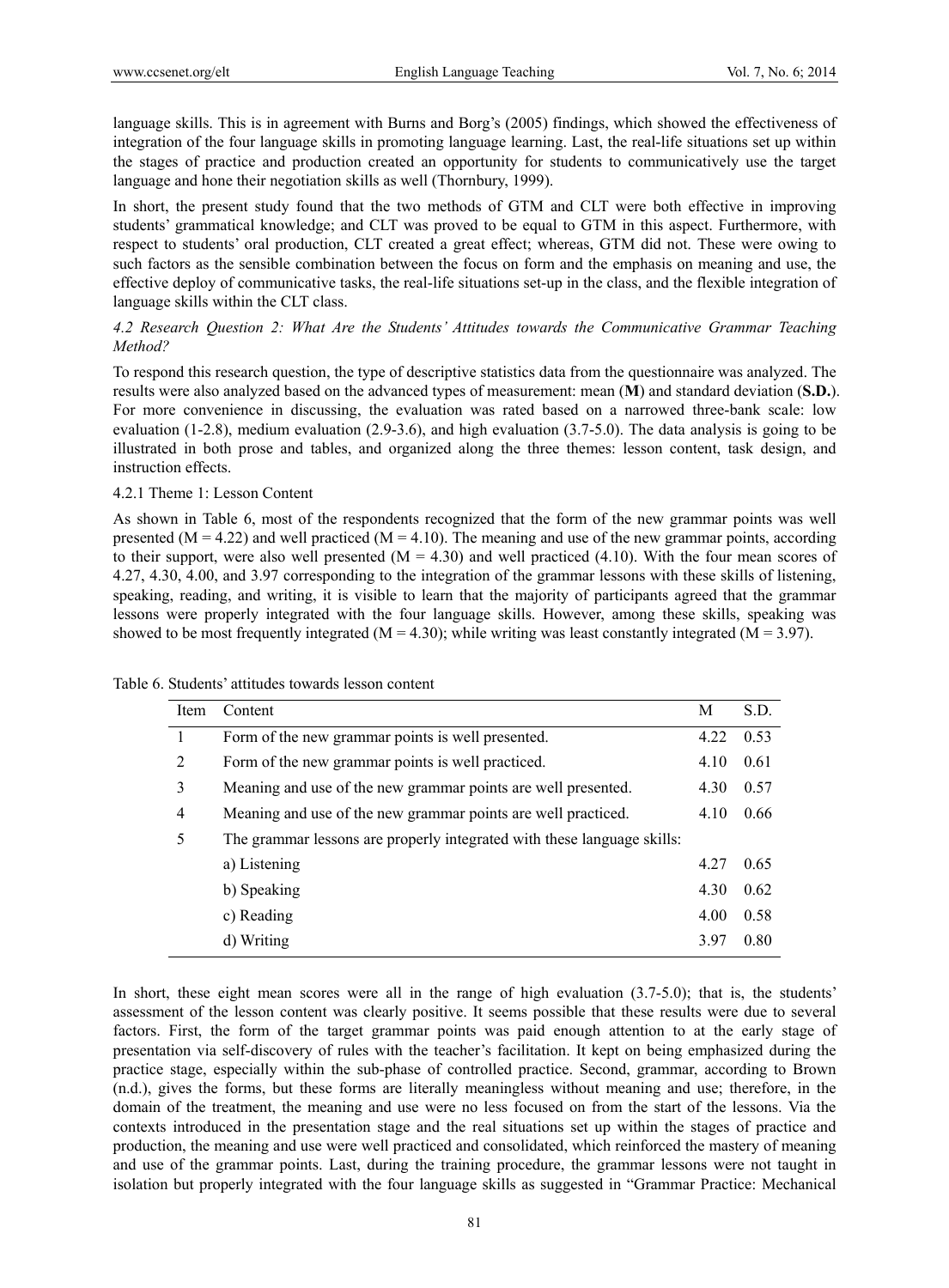language skills. This is in agreement with Burns and Borg's (2005) findings, which showed the effectiveness of integration of the four language skills in promoting language learning. Last, the real-life situations set up within the stages of practice and production created an opportunity for students to communicatively use the target language and hone their negotiation skills as well (Thornbury, 1999).

In short, the present study found that the two methods of GTM and CLT were both effective in improving students' grammatical knowledge; and CLT was proved to be equal to GTM in this aspect. Furthermore, with respect to students' oral production, CLT created a great effect; whereas, GTM did not. These were owing to such factors as the sensible combination between the focus on form and the emphasis on meaning and use, the effective deploy of communicative tasks, the real-life situations set-up in the class, and the flexible integration of language skills within the CLT class.

### *4.2 Research Question 2: What Are the Students' Attitudes towards the Communicative Grammar Teaching Method?*

To respond this research question, the type of descriptive statistics data from the questionnaire was analyzed. The results were also analyzed based on the advanced types of measurement: mean (**M**) and standard deviation (**S.D.**). For more convenience in discussing, the evaluation was rated based on a narrowed three-bank scale: low evaluation (1-2.8), medium evaluation (2.9-3.6), and high evaluation (3.7-5.0). The data analysis is going to be illustrated in both prose and tables, and organized along the three themes: lesson content, task design, and instruction effects.

#### 4.2.1 Theme 1: Lesson Content

As shown in Table 6, most of the respondents recognized that the form of the new grammar points was well presented ($M = 4.22$) and well practiced ($M = 4.10$). The meaning and use of the new grammar points, according to their support, were also well presented ($M = 4.30$) and well practiced (4.10). With the four mean scores of 4.27, 4.30, 4.00, and 3.97 corresponding to the integration of the grammar lessons with these skills of listening, speaking, reading, and writing, it is visible to learn that the majority of participants agreed that the grammar lessons were properly integrated with the four language skills. However, among these skills, speaking was showed to be most frequently integrated ($M = 4.30$); while writing was least constantly integrated ($M = 3.97$).

Table 6. Students' attitudes towards lesson content

| Item | Content | M | S.D. |
|---|---|---|---|
| 1 | Form of the new grammar points is well presented. | 4.22 | 0.53 |
| 2 | Form of the new grammar points is well practiced. | 4.10 | 0.61 |
| 3 | Meaning and use of the new grammar points are well presented. | 4.30 | 0.57 |
| 4 | Meaning and use of the new grammar points are well practiced. | 4.10 | 0.66 |
| 5 | The grammar lessons are properly integrated with these language skills: | | |
| | a) Listening | 4.27 | 0.65 |
| | b) Speaking | 4.30 | 0.62 |
| | c) Reading | 4.00 | 0.58 |
| | d) Writing | 3.97 | 0.80 |

In short, these eight mean scores were all in the range of high evaluation (3.7-5.0); that is, the students' assessment of the lesson content was clearly positive. It seems possible that these results were due to several factors. First, the form of the target grammar points was paid enough attention to at the early stage of presentation via self-discovery of rules with the teacher's facilitation. It kept on being emphasized during the practice stage, especially within the sub-phase of controlled practice. Second, grammar, according to Brown (n.d.), gives the forms, but these forms are literally meaningless without meaning and use; therefore, in the domain of the treatment, the meaning and use were no less focused on from the start of the lessons. Via the contexts introduced in the presentation stage and the real situations set up within the stages of practice and production, the meaning and use were well practiced and consolidated, which reinforced the mastery of meaning and use of the grammar points. Last, during the training procedure, the grammar lessons were not taught in isolation but properly integrated with the four language skills as suggested in "Grammar Practice: Mechanical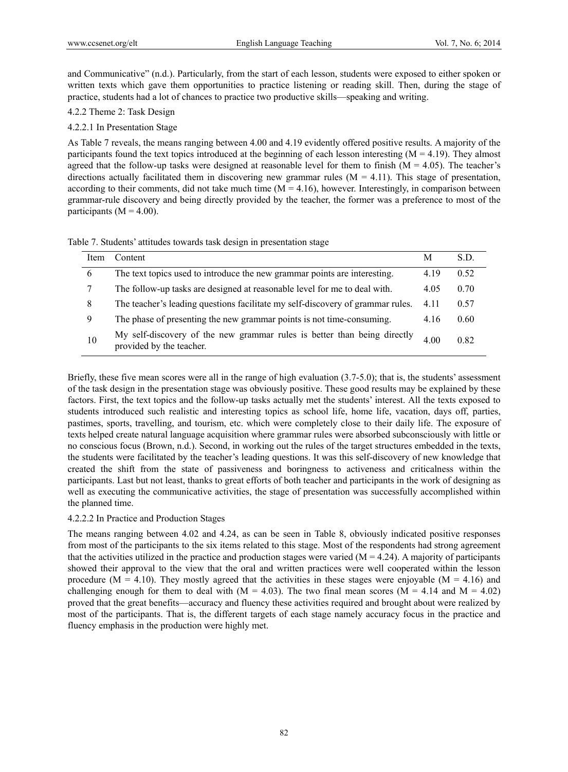and Communicative" (n.d.). Particularly, from the start of each lesson, students were exposed to either spoken or written texts which gave them opportunities to practice listening or reading skill. Then, during the stage of practice, students had a lot of chances to practice two productive skills—speaking and writing.

#### 4.2.2 Theme 2: Task Design

##### 4.2.2.1 In Presentation Stage

As Table 7 reveals, the means ranging between 4.00 and 4.19 evidently offered positive results. A majority of the participants found the text topics introduced at the beginning of each lesson interesting (M = 4.19). They almost agreed that the follow-up tasks were designed at reasonable level for them to finish (M = 4.05). The teacher's directions actually facilitated them in discovering new grammar rules (M = 4.11). This stage of presentation, according to their comments, did not take much time (M = 4.16), however. Interestingly, in comparison between grammar-rule discovery and being directly provided by the teacher, the former was a preference to most of the participants (M = 4.00).

Table 7. Students' attitudes towards task design in presentation stage

| Item | Content | M | S.D. |
|---|---|---|---|
| 6 | The text topics used to introduce the new grammar points are interesting. | 4.19 | 0.52 |
| 7 | The follow-up tasks are designed at reasonable level for me to deal with. | 4.05 | 0.70 |
| 8 | The teacher's leading questions facilitate my self-discovery of grammar rules. | 4.11 | 0.57 |
| 9 | The phase of presenting the new grammar points is not time-consuming. | 4.16 | 0.60 |
| 10 | My self-discovery of the new grammar rules is better than being directly provided by the teacher. | 4.00 | 0.82 |

Briefly, these five mean scores were all in the range of high evaluation (3.7-5.0); that is, the students' assessment of the task design in the presentation stage was obviously positive. These good results may be explained by these factors. First, the text topics and the follow-up tasks actually met the students' interest. All the texts exposed to students introduced such realistic and interesting topics as school life, home life, vacation, days off, parties, pastimes, sports, travelling, and tourism, etc. which were completely close to their daily life. The exposure of texts helped create natural language acquisition where grammar rules were absorbed subconsciously with little or no conscious focus (Brown, n.d.). Second, in working out the rules of the target structures embedded in the texts, the students were facilitated by the teacher's leading questions. It was this self-discovery of new knowledge that created the shift from the state of passiveness and boringness to activeness and criticalness within the participants. Last but not least, thanks to great efforts of both teacher and participants in the work of designing as well as executing the communicative activities, the stage of presentation was successfully accomplished within the planned time.

##### 4.2.2.2 In Practice and Production Stages

The means ranging between 4.02 and 4.24, as can be seen in Table 8, obviously indicated positive responses from most of the participants to the six items related to this stage. Most of the respondents had strong agreement that the activities utilized in the practice and production stages were varied (M = 4.24). A majority of participants showed their approval to the view that the oral and written practices were well cooperated within the lesson procedure (M = 4.10). They mostly agreed that the activities in these stages were enjoyable (M = 4.16) and challenging enough for them to deal with (M = 4.03). The two final mean scores (M = 4.14 and M = 4.02) proved that the great benefits—accuracy and fluency these activities required and brought about were realized by most of the participants. That is, the different targets of each stage namely accuracy focus in the practice and fluency emphasis in the production were highly met.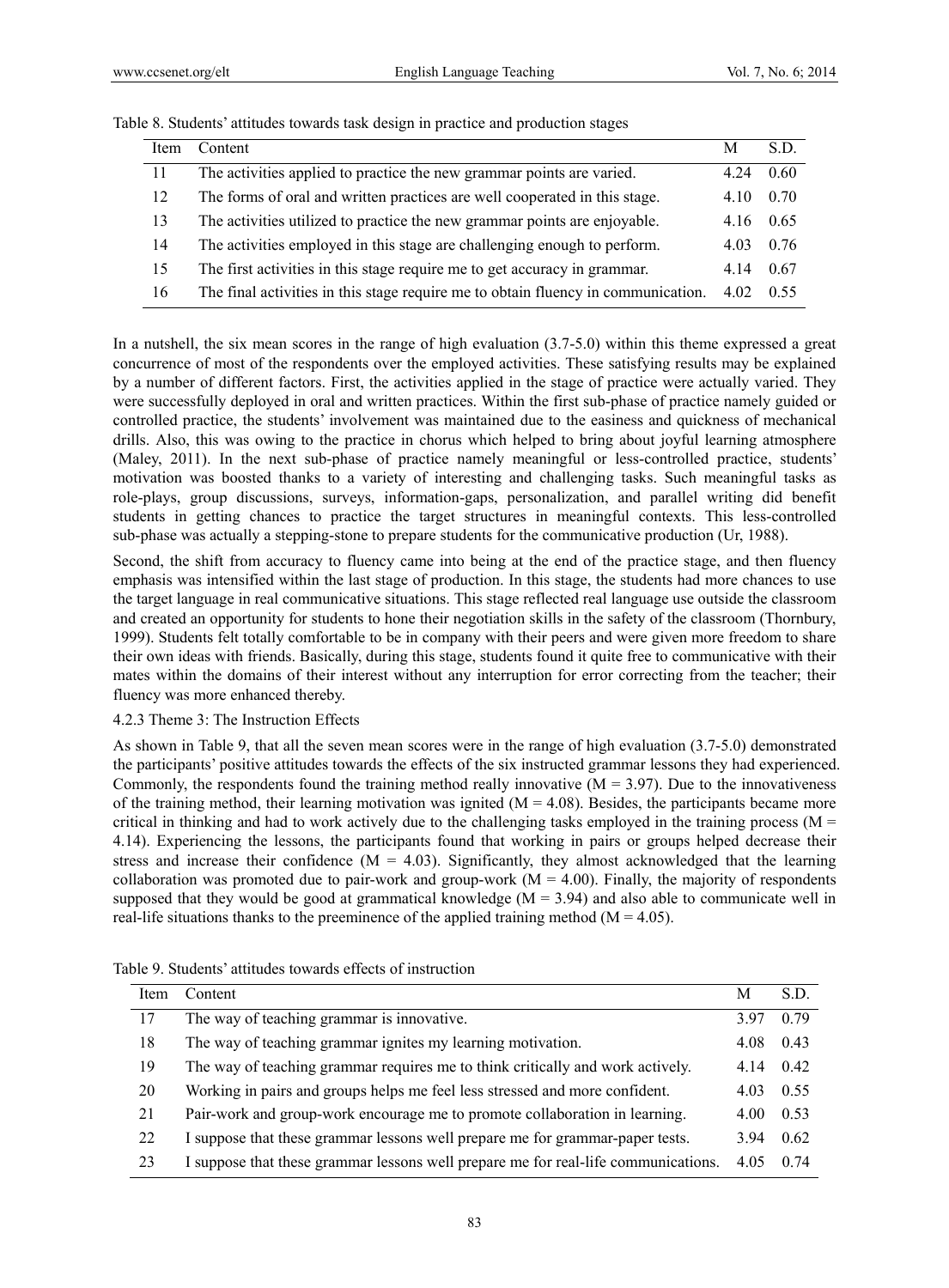Table 8. Students' attitudes towards task design in practice and production stages

| Item | Content | M | S.D. |
|---|---|---|---|
| 11 | The activities applied to practice the new grammar points are varied. | 4.24 | 0.60 |
| 12 | The forms of oral and written practices are well cooperated in this stage. | 4.10 | 0.70 |
| 13 | The activities utilized to practice the new grammar points are enjoyable. | 4.16 | 0.65 |
| 14 | The activities employed in this stage are challenging enough to perform. | 4.03 | 0.76 |
| 15 | The first activities in this stage require me to get accuracy in grammar. | 4.14 | 0.67 |
| 16 | The final activities in this stage require me to obtain fluency in communication. | 4.02 | 0.55 |

In a nutshell, the six mean scores in the range of high evaluation (3.7-5.0) within this theme expressed a great concurrence of most of the respondents over the employed activities. These satisfying results may be explained by a number of different factors. First, the activities applied in the stage of practice were actually varied. They were successfully deployed in oral and written practices. Within the first sub-phase of practice namely guided or controlled practice, the students' involvement was maintained due to the easiness and quickness of mechanical drills. Also, this was owing to the practice in chorus which helped to bring about joyful learning atmosphere (Maley, 2011). In the next sub-phase of practice namely meaningful or less-controlled practice, students' motivation was boosted thanks to a variety of interesting and challenging tasks. Such meaningful tasks as role-plays, group discussions, surveys, information-gaps, personalization, and parallel writing did benefit students in getting chances to practice the target structures in meaningful contexts. This less-controlled sub-phase was actually a stepping-stone to prepare students for the communicative production (Ur, 1988).

Second, the shift from accuracy to fluency came into being at the end of the practice stage, and then fluency emphasis was intensified within the last stage of production. In this stage, the students had more chances to use the target language in real communicative situations. This stage reflected real language use outside the classroom and created an opportunity for students to hone their negotiation skills in the safety of the classroom (Thornbury, 1999). Students felt totally comfortable to be in company with their peers and were given more freedom to share their own ideas with friends. Basically, during this stage, students found it quite free to communicative with their mates within the domains of their interest without any interruption for error correcting from the teacher; their fluency was more enhanced thereby.

#### 4.2.3 Theme 3: The Instruction Effects

As shown in Table 9, that all the seven mean scores were in the range of high evaluation (3.7-5.0) demonstrated the participants' positive attitudes towards the effects of the six instructed grammar lessons they had experienced. Commonly, the respondents found the training method really innovative ($M = 3.97$). Due to the innovativeness of the training method, their learning motivation was ignited ($M = 4.08$). Besides, the participants became more critical in thinking and had to work actively due to the challenging tasks employed in the training process ($M = 4.14$). Experiencing the lessons, the participants found that working in pairs or groups helped decrease their stress and increase their confidence ($M = 4.03$). Significantly, they almost acknowledged that the learning collaboration was promoted due to pair-work and group-work ($M = 4.00$). Finally, the majority of respondents supposed that they would be good at grammatical knowledge ($M = 3.94$) and also able to communicate well in real-life situations thanks to the preeminence of the applied training method ($M = 4.05$).

Table 9. Students' attitudes towards effects of instruction

| Item | Content | M | S.D. |
|---|---|---|---|
| 17 | The way of teaching grammar is innovative. | 3.97 | 0.79 |
| 18 | The way of teaching grammar ignites my learning motivation. | 4.08 | 0.43 |
| 19 | The way of teaching grammar requires me to think critically and work actively. | 4.14 | 0.42 |
| 20 | Working in pairs and groups helps me feel less stressed and more confident. | 4.03 | 0.55 |
| 21 | Pair-work and group-work encourage me to promote collaboration in learning. | 4.00 | 0.53 |
| 22 | I suppose that these grammar lessons well prepare me for grammar-paper tests. | 3.94 | 0.62 |
| 23 | I suppose that these grammar lessons well prepare me for real-life communications. | 4.05 | 0.74 |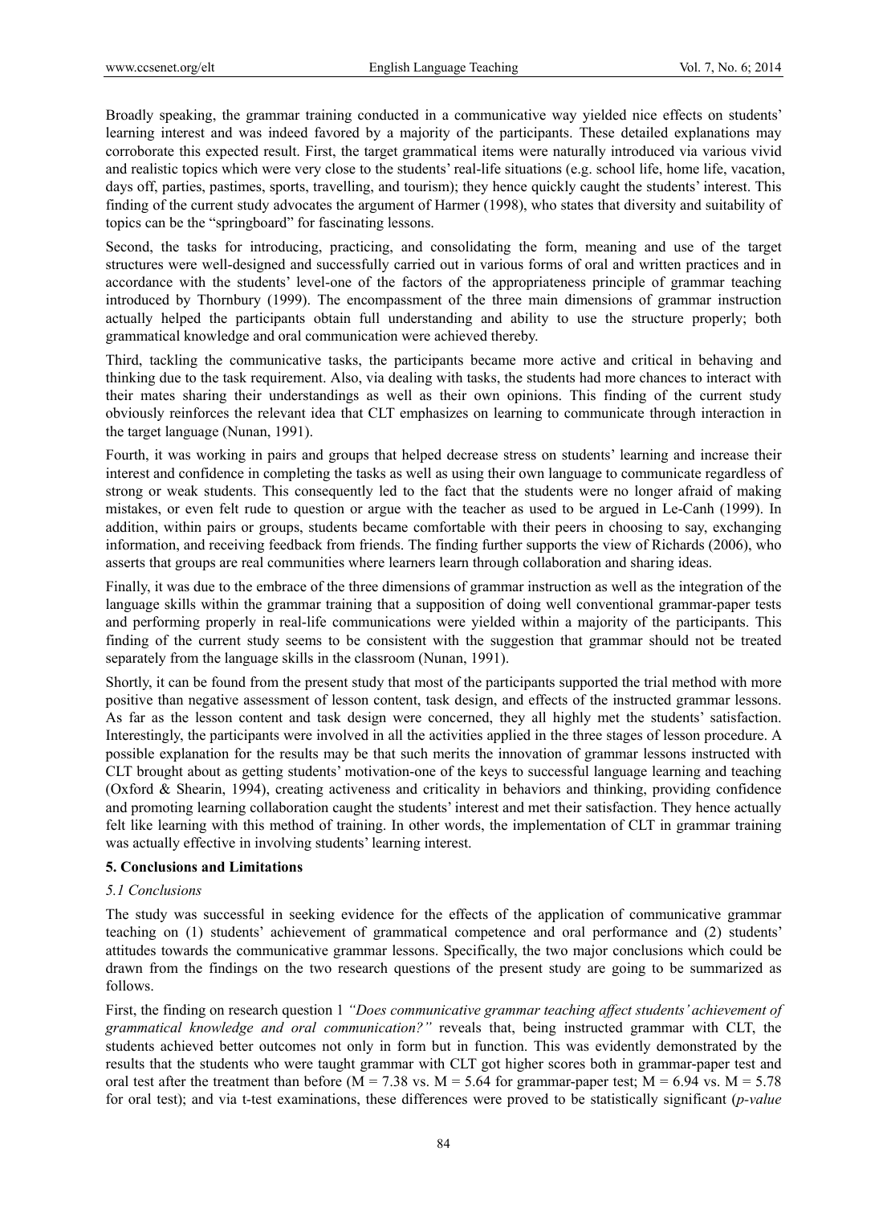Broadly speaking, the grammar training conducted in a communicative way yielded nice effects on students' learning interest and was indeed favored by a majority of the participants. These detailed explanations may corroborate this expected result. First, the target grammatical items were naturally introduced via various vivid and realistic topics which were very close to the students' real-life situations (e.g. school life, home life, vacation, days off, parties, pastimes, sports, travelling, and tourism); they hence quickly caught the students' interest. This finding of the current study advocates the argument of Harmer (1998), who states that diversity and suitability of topics can be the "springboard" for fascinating lessons.

Second, the tasks for introducing, practicing, and consolidating the form, meaning and use of the target structures were well-designed and successfully carried out in various forms of oral and written practices and in accordance with the students' level-one of the factors of the appropriateness principle of grammar teaching introduced by Thornbury (1999). The encompassment of the three main dimensions of grammar instruction actually helped the participants obtain full understanding and ability to use the structure properly; both grammatical knowledge and oral communication were achieved thereby.

Third, tackling the communicative tasks, the participants became more active and critical in behaving and thinking due to the task requirement. Also, via dealing with tasks, the students had more chances to interact with their mates sharing their understandings as well as their own opinions. This finding of the current study obviously reinforces the relevant idea that CLT emphasizes on learning to communicate through interaction in the target language (Nunan, 1991).

Fourth, it was working in pairs and groups that helped decrease stress on students' learning and increase their interest and confidence in completing the tasks as well as using their own language to communicate regardless of strong or weak students. This consequently led to the fact that the students were no longer afraid of making mistakes, or even felt rude to question or argue with the teacher as used to be argued in Le-Canh (1999). In addition, within pairs or groups, students became comfortable with their peers in choosing to say, exchanging information, and receiving feedback from friends. The finding further supports the view of Richards (2006), who asserts that groups are real communities where learners learn through collaboration and sharing ideas.

Finally, it was due to the embrace of the three dimensions of grammar instruction as well as the integration of the language skills within the grammar training that a supposition of doing well conventional grammar-paper tests and performing properly in real-life communications were yielded within a majority of the participants. This finding of the current study seems to be consistent with the suggestion that grammar should not be treated separately from the language skills in the classroom (Nunan, 1991).

Shortly, it can be found from the present study that most of the participants supported the trial method with more positive than negative assessment of lesson content, task design, and effects of the instructed grammar lessons. As far as the lesson content and task design were concerned, they all highly met the students' satisfaction. Interestingly, the participants were involved in all the activities applied in the three stages of lesson procedure. A possible explanation for the results may be that such merits the innovation of grammar lessons instructed with CLT brought about as getting students' motivation-one of the keys to successful language learning and teaching (Oxford & Shearin, 1994), creating activeness and criticality in behaviors and thinking, providing confidence and promoting learning collaboration caught the students' interest and met their satisfaction. They hence actually felt like learning with this method of training. In other words, the implementation of CLT in grammar training was actually effective in involving students' learning interest.

## 5. Conclusions and Limitations

### *5.1 Conclusions*

The study was successful in seeking evidence for the effects of the application of communicative grammar teaching on (1) students' achievement of grammatical competence and oral performance and (2) students' attitudes towards the communicative grammar lessons. Specifically, the two major conclusions which could be drawn from the findings on the two research questions of the present study are going to be summarized as follows.

First, the finding on research question 1 *"Does communicative grammar teaching affect students' achievement of grammatical knowledge and oral communication?"* reveals that, being instructed grammar with CLT, the students achieved better outcomes not only in form but in function. This was evidently demonstrated by the results that the students who were taught grammar with CLT got higher scores both in grammar-paper test and oral test after the treatment than before ($M = 7.38$ vs. $M = 5.64$ for grammar-paper test; $M = 6.94$ vs. $M = 5.78$ for oral test); and via t-test examinations, these differences were proved to be statistically significant (*p-value*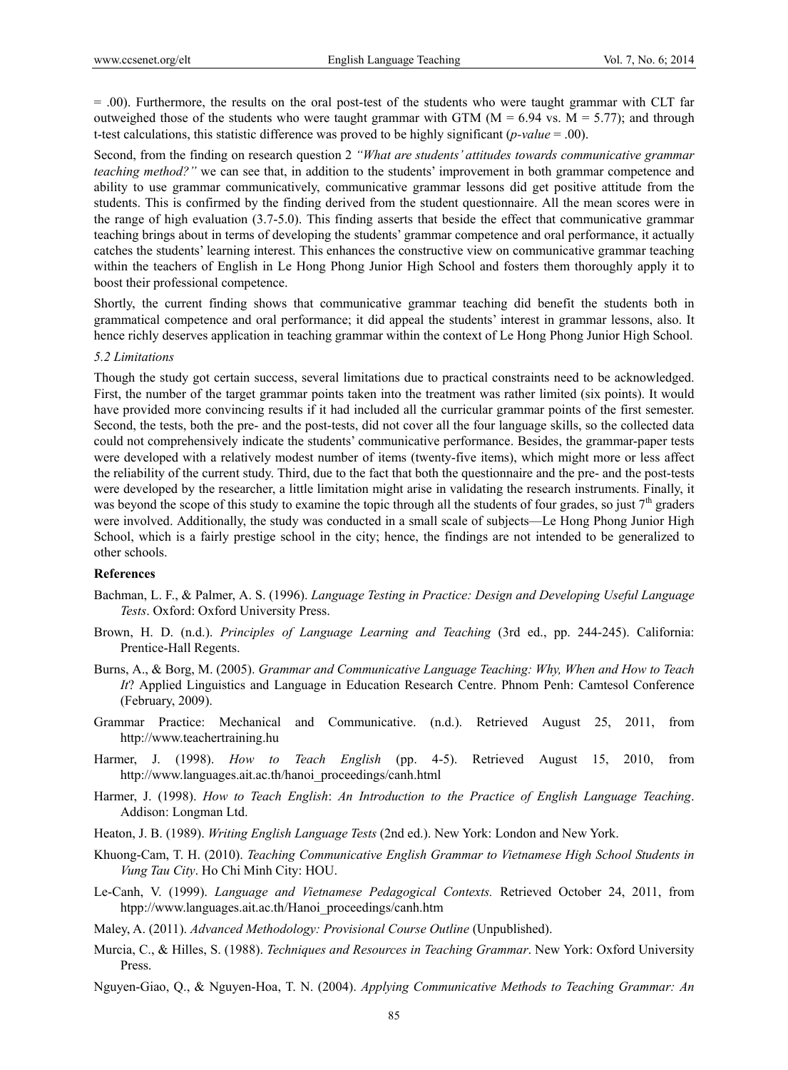= .00). Furthermore, the results on the oral post-test of the students who were taught grammar with CLT far outweighed those of the students who were taught grammar with GTM (M = 6.94 vs. M = 5.77); and through t-test calculations, this statistic difference was proved to be highly significant (*p-value* = .00).

Second, from the finding on research question 2 *"What are students' attitudes towards communicative grammar teaching method?"* we can see that, in addition to the students' improvement in both grammar competence and ability to use grammar communicatively, communicative grammar lessons did get positive attitude from the students. This is confirmed by the finding derived from the student questionnaire. All the mean scores were in the range of high evaluation (3.7-5.0). This finding asserts that beside the effect that communicative grammar teaching brings about in terms of developing the students' grammar competence and oral performance, it actually catches the students' learning interest. This enhances the constructive view on communicative grammar teaching within the teachers of English in Le Hong Phong Junior High School and fosters them thoroughly apply it to boost their professional competence.

Shortly, the current finding shows that communicative grammar teaching did benefit the students both in grammatical competence and oral performance; it did appeal the students' interest in grammar lessons, also. It hence richly deserves application in teaching grammar within the context of Le Hong Phong Junior High School.

### *5.2 Limitations*

Though the study got certain success, several limitations due to practical constraints need to be acknowledged. First, the number of the target grammar points taken into the treatment was rather limited (six points). It would have provided more convincing results if it had included all the curricular grammar points of the first semester. Second, the tests, both the pre- and the post-tests, did not cover all the four language skills, so the collected data could not comprehensively indicate the students' communicative performance. Besides, the grammar-paper tests were developed with a relatively modest number of items (twenty-five items), which might more or less affect the reliability of the current study. Third, due to the fact that both the questionnaire and the pre- and the post-tests were developed by the researcher, a little limitation might arise in validating the research instruments. Finally, it was beyond the scope of this study to examine the topic through all the students of four grades, so just 7th graders were involved. Additionally, the study was conducted in a small scale of subjects—Le Hong Phong Junior High School, which is a fairly prestige school in the city; hence, the findings are not intended to be generalized to other schools.

## References

Bachman, L. F., & Palmer, A. S. (1996). *Language Testing in Practice: Design and Developing Useful Language Tests*. Oxford: Oxford University Press.

Brown, H. D. (n.d.). *Principles of Language Learning and Teaching* (3rd ed., pp. 244-245). California: Prentice-Hall Regents.

Burns, A., & Borg, M. (2005). *Grammar and Communicative Language Teaching: Why, When and How to Teach It*? Applied Linguistics and Language in Education Research Centre. Phnom Penh: Camtesol Conference (February, 2009).

Grammar Practice: Mechanical and Communicative. (n.d.). Retrieved August 25, 2011, from http://www.teachertraining.hu

Harmer, J. (1998). *How to Teach English* (pp. 4-5). Retrieved August 15, 2010, from http://www.languages.ait.ac.th/hanoi_proceedings/canh.html

Harmer, J. (1998). *How to Teach English*: *An Introduction to the Practice of English Language Teaching*. Addison: Longman Ltd.

Heaton, J. B. (1989). *Writing English Language Tests* (2nd ed.). New York: London and New York.

Khuong-Cam, T. H. (2010). *Teaching Communicative English Grammar to Vietnamese High School Students in Vung Tau City*. Ho Chi Minh City: HOU.

Le-Canh, V. (1999). *Language and Vietnamese Pedagogical Contexts.* Retrieved October 24, 2011, from htpp://www.languages.ait.ac.th/Hanoi_proceedings/canh.htm

Maley, A. (2011). *Advanced Methodology: Provisional Course Outline* (Unpublished).

Murcia, C., & Hilles, S. (1988). *Techniques and Resources in Teaching Grammar*. New York: Oxford University Press.

Nguyen-Giao, Q., & Nguyen-Hoa, T. N. (2004). *Applying Communicative Methods to Teaching Grammar: An*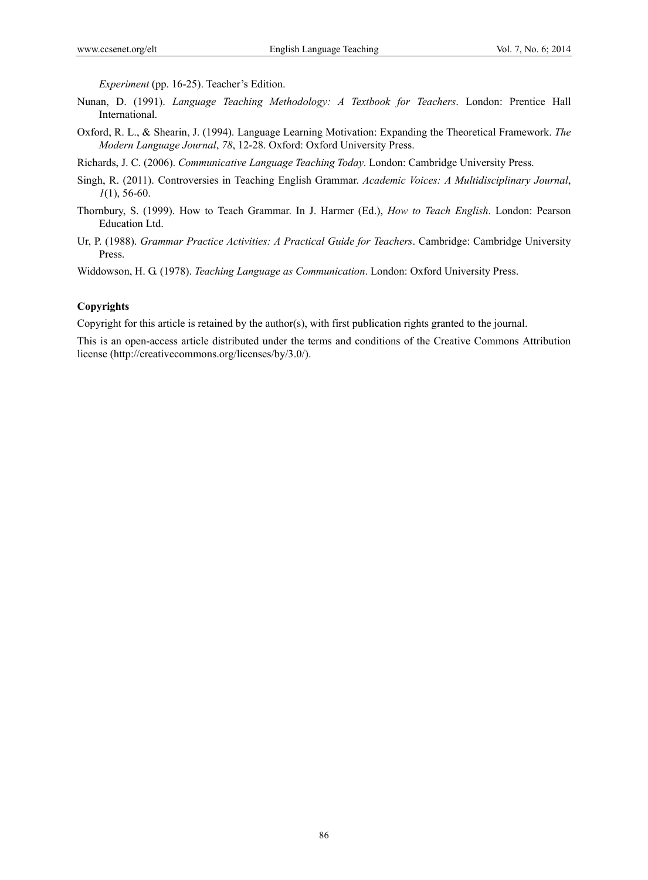*Experiment* (pp. 16-25). Teacher's Edition.

Nunan, D. (1991). *Language Teaching Methodology: A Textbook for Teachers*. London: Prentice Hall International.

Oxford, R. L., & Shearin, J. (1994). Language Learning Motivation: Expanding the Theoretical Framework. *The Modern Language Journal*, *78*, 12-28. Oxford: Oxford University Press.

Richards, J. C. (2006). *Communicative Language Teaching Today*. London: Cambridge University Press.

Singh, R. (2011). Controversies in Teaching English Grammar. *Academic Voices: A Multidisciplinary Journal*, *1*(1), 56-60.

Thornbury, S. (1999). How to Teach Grammar. In J. Harmer (Ed.), *How to Teach English*. London: Pearson Education Ltd.

Ur, P. (1988). *Grammar Practice Activities: A Practical Guide for Teachers*. Cambridge: Cambridge University Press.

Widdowson, H. G. (1978). *Teaching Language as Communication*. London: Oxford University Press.

**Copyrights**

Copyright for this article is retained by the author(s), with first publication rights granted to the journal.

This is an open-access article distributed under the terms and conditions of the Creative Commons Attribution license (http://creativecommons.org/licenses/by/3.0/).